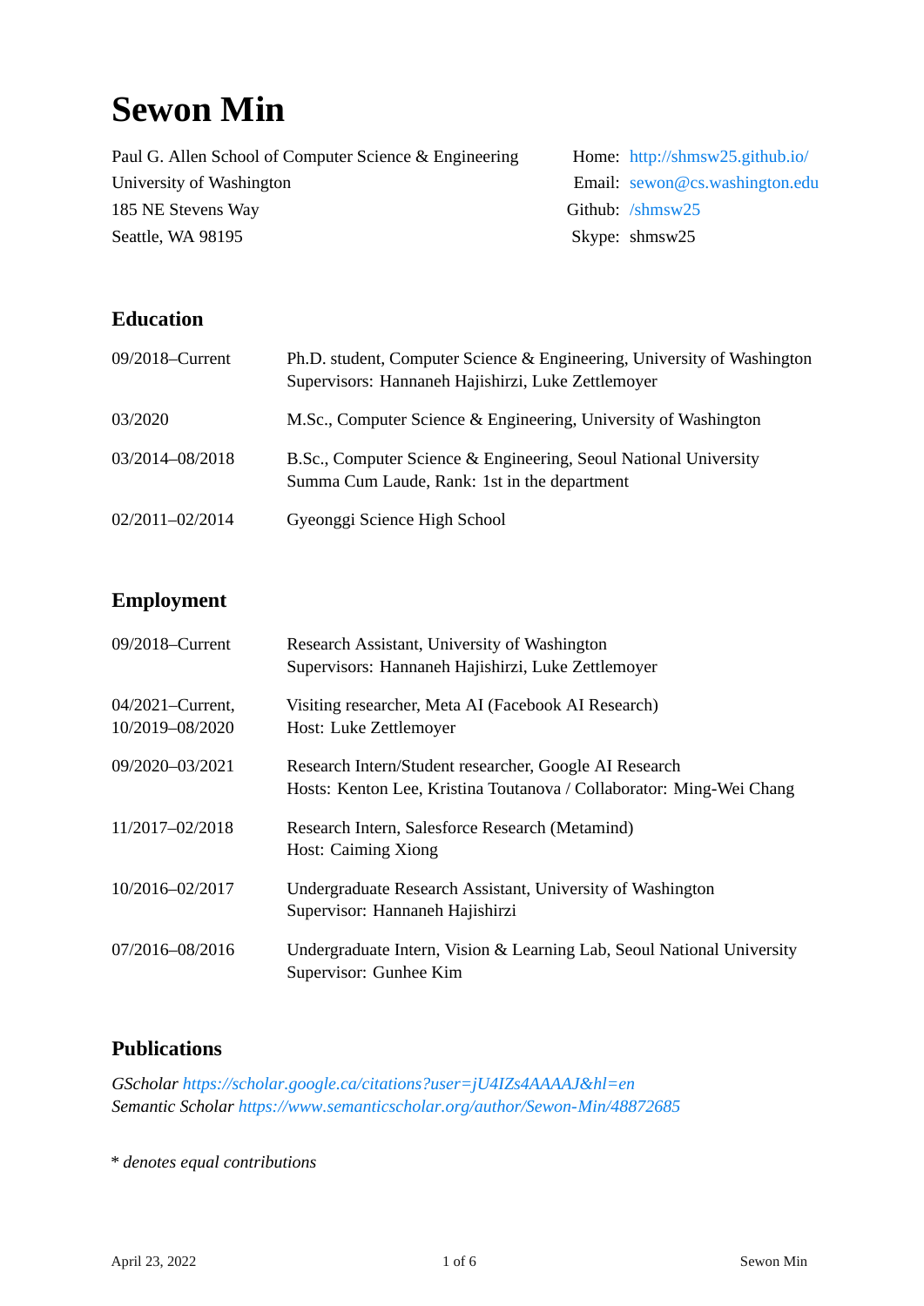# Sewon Min

Paul G. Allen School of Computer Science & Engineering
University of Washington
185 NE Stevens Way
Seattle, WA 98195

Home: http://shmsw25.github.io/
Email: sewon@cs.washington.edu
Github: /shmsw25
Skype: shmsw25

## Education

| | |
|---|---|
| 09/2018–Current | Ph.D. student, Computer Science & Engineering, University of Washington<br>Supervisors: Hannaneh Hajishirzi, Luke Zettlemoyer |
| 03/2020 | M.Sc., Computer Science & Engineering, University of Washington |
| 03/2014–08/2018 | B.Sc., Computer Science & Engineering, Seoul National University<br>Summa Cum Laude, Rank: 1st in the department |
| 02/2011–02/2014 | Gyeonggi Science High School |

## Employment

| | |
|---|---|
| 09/2018–Current | Research Assistant, University of Washington<br>Supervisors: Hannaneh Hajishirzi, Luke Zettlemoyer |
| 04/2021–Current, 10/2019–08/2020 | Visiting researcher, Meta AI (Facebook AI Research)<br>Host: Luke Zettlemoyer |
| 09/2020–03/2021 | Research Intern/Student researcher, Google AI Research<br>Hosts: Kenton Lee, Kristina Toutanova / Collaborator: Ming-Wei Chang |
| 11/2017–02/2018 | Research Intern, Salesforce Research (Metamind)<br>Host: Caiming Xiong |
| 10/2016–02/2017 | Undergraduate Research Assistant, University of Washington<br>Supervisor: Hannaneh Hajishirzi |
| 07/2016–08/2016 | Undergraduate Intern, Vision & Learning Lab, Seoul National University<br>Supervisor: Gunhee Kim |

## Publications

*GScholar https://scholar.google.ca/citations?user=jU4IZs4AAAAJ&hl=en*
*Semantic Scholar https://www.semanticscholar.org/author/Sewon-Min/48872685*

* *denotes equal contributions*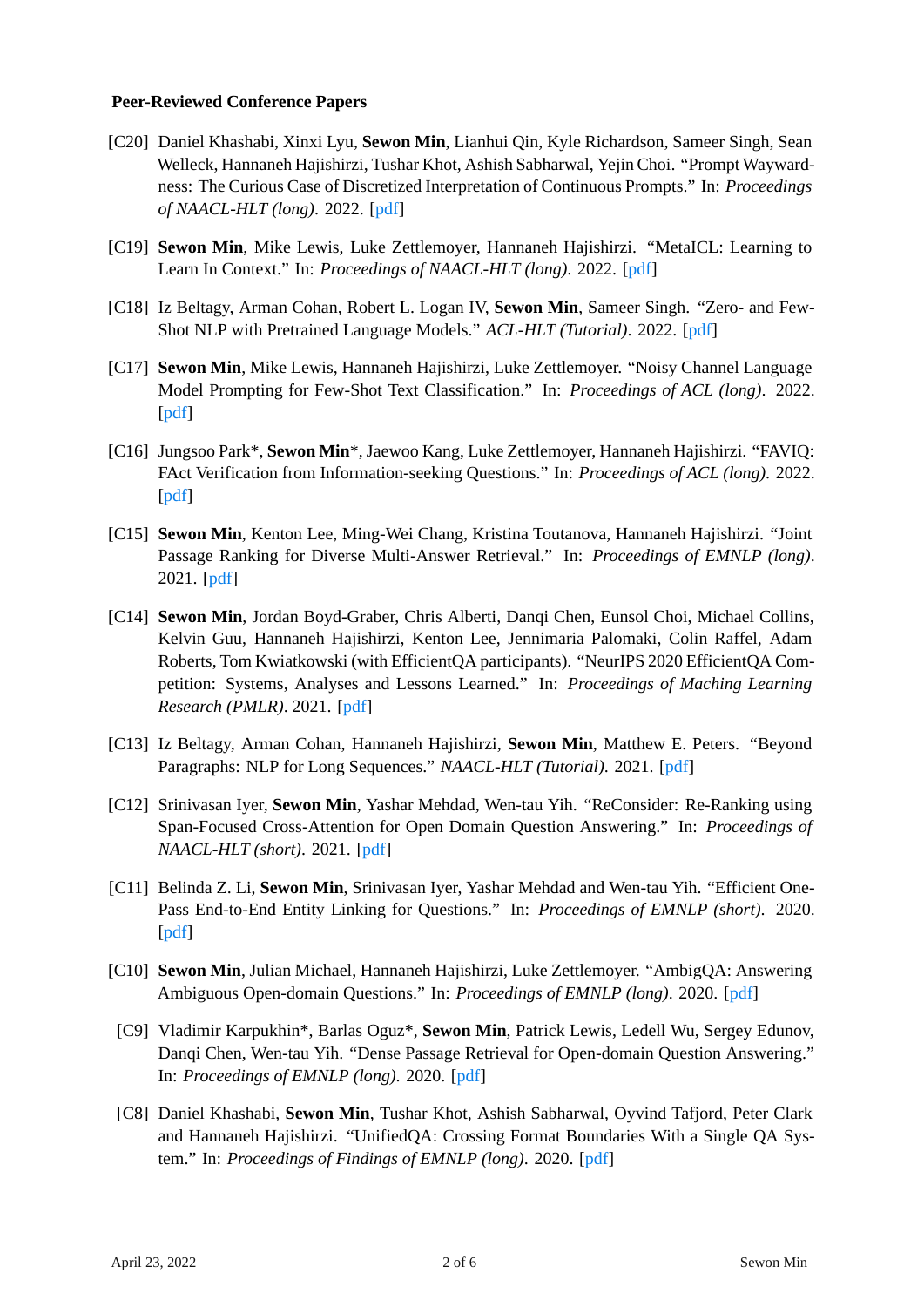### Peer-Reviewed Conference Papers

- [C20] Daniel Khashabi, Xinxi Lyu, **Sewon Min**, Lianhui Qin, Kyle Richardson, Sameer Singh, Sean Welleck, Hannaneh Hajishirzi, Tushar Khot, Ashish Sabharwal, Yejin Choi. "Prompt Waywardness: The Curious Case of Discretized Interpretation of Continuous Prompts." In: *Proceedings of NAACL-HLT (long)*. 2022. [pdf]

- [C19] **Sewon Min**, Mike Lewis, Luke Zettlemoyer, Hannaneh Hajishirzi. "MetaICL: Learning to Learn In Context." In: *Proceedings of NAACL-HLT (long)*. 2022. [pdf]

- [C18] Iz Beltagy, Arman Cohan, Robert L. Logan IV, **Sewon Min**, Sameer Singh. "Zero- and Few-Shot NLP with Pretrained Language Models." *ACL-HLT (Tutorial)*. 2022. [pdf]

- [C17] **Sewon Min**, Mike Lewis, Hannaneh Hajishirzi, Luke Zettlemoyer. "Noisy Channel Language Model Prompting for Few-Shot Text Classification." In: *Proceedings of ACL (long)*. 2022. [pdf]

- [C16] Jungsoo Park*, **Sewon Min***, Jaewoo Kang, Luke Zettlemoyer, Hannaneh Hajishirzi. "FAVIQ: FAct Verification from Information-seeking Questions." In: *Proceedings of ACL (long)*. 2022. [pdf]

- [C15] **Sewon Min**, Kenton Lee, Ming-Wei Chang, Kristina Toutanova, Hannaneh Hajishirzi. "Joint Passage Ranking for Diverse Multi-Answer Retrieval." In: *Proceedings of EMNLP (long)*. 2021. [pdf]

- [C14] **Sewon Min**, Jordan Boyd-Graber, Chris Alberti, Danqi Chen, Eunsol Choi, Michael Collins, Kelvin Guu, Hannaneh Hajishirzi, Kenton Lee, Jennimaria Palomaki, Colin Raffel, Adam Roberts, Tom Kwiatkowski (with EfficientQA participants). "NeurIPS 2020 EfficientQA Competition: Systems, Analyses and Lessons Learned." In: *Proceedings of Maching Learning Research (PMLR)*. 2021. [pdf]

- [C13] Iz Beltagy, Arman Cohan, Hannaneh Hajishirzi, **Sewon Min**, Matthew E. Peters. "Beyond Paragraphs: NLP for Long Sequences." *NAACL-HLT (Tutorial)*. 2021. [pdf]

- [C12] Srinivasan Iyer, **Sewon Min**, Yashar Mehdad, Wen-tau Yih. "ReConsider: Re-Ranking using Span-Focused Cross-Attention for Open Domain Question Answering." In: *Proceedings of NAACL-HLT (short)*. 2021. [pdf]

- [C11] Belinda Z. Li, **Sewon Min**, Srinivasan Iyer, Yashar Mehdad and Wen-tau Yih. "Efficient One-Pass End-to-End Entity Linking for Questions." In: *Proceedings of EMNLP (short)*. 2020. [pdf]

- [C10] **Sewon Min**, Julian Michael, Hannaneh Hajishirzi, Luke Zettlemoyer. "AmbigQA: Answering Ambiguous Open-domain Questions." In: *Proceedings of EMNLP (long)*. 2020. [pdf]

- [C9] Vladimir Karpukhin*, Barlas Oguz*, **Sewon Min**, Patrick Lewis, Ledell Wu, Sergey Edunov, Danqi Chen, Wen-tau Yih. "Dense Passage Retrieval for Open-domain Question Answering." In: *Proceedings of EMNLP (long)*. 2020. [pdf]

- [C8] Daniel Khashabi, **Sewon Min**, Tushar Khot, Ashish Sabharwal, Oyvind Tafjord, Peter Clark and Hannaneh Hajishirzi. "UnifiedQA: Crossing Format Boundaries With a Single QA System." In: *Proceedings of Findings of EMNLP (long)*. 2020. [pdf]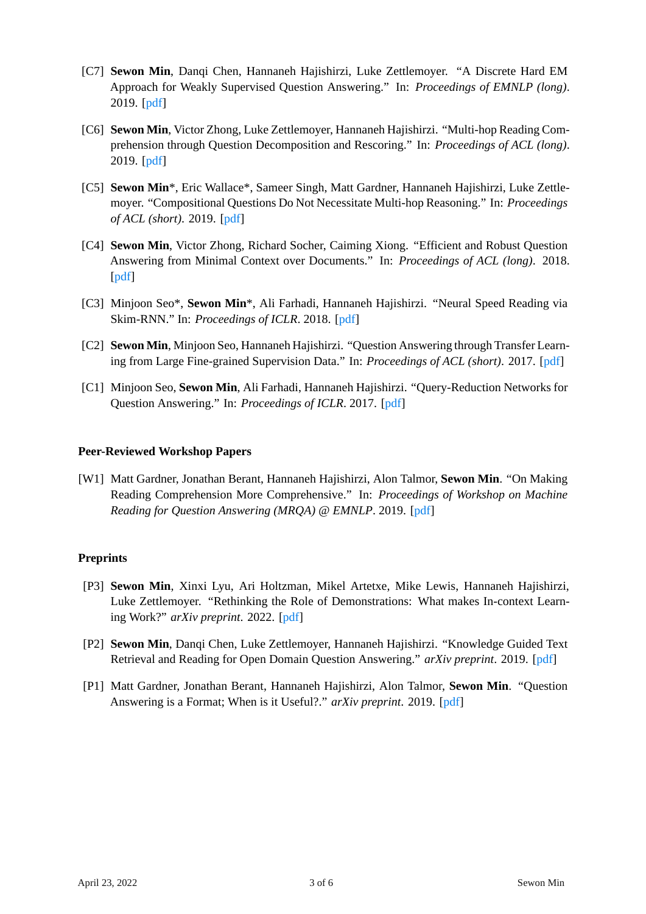[C7] **Sewon Min**, Danqi Chen, Hannaneh Hajishirzi, Luke Zettlemoyer. "A Discrete Hard EM Approach for Weakly Supervised Question Answering." In: *Proceedings of EMNLP (long)*. 2019. [pdf]

[C6] **Sewon Min**, Victor Zhong, Luke Zettlemoyer, Hannaneh Hajishirzi. "Multi-hop Reading Comprehension through Question Decomposition and Rescoring." In: *Proceedings of ACL (long)*. 2019. [pdf]

[C5] **Sewon Min***, Eric Wallace*, Sameer Singh, Matt Gardner, Hannaneh Hajishirzi, Luke Zettlemoyer. "Compositional Questions Do Not Necessitate Multi-hop Reasoning." In: *Proceedings of ACL (short)*. 2019. [pdf]

[C4] **Sewon Min**, Victor Zhong, Richard Socher, Caiming Xiong. "Efficient and Robust Question Answering from Minimal Context over Documents." In: *Proceedings of ACL (long)*. 2018. [pdf]

[C3] Minjoon Seo*, **Sewon Min***, Ali Farhadi, Hannaneh Hajishirzi. "Neural Speed Reading via Skim-RNN." In: *Proceedings of ICLR*. 2018. [pdf]

[C2] **Sewon Min**, Minjoon Seo, Hannaneh Hajishirzi. "Question Answering through Transfer Learning from Large Fine-grained Supervision Data." In: *Proceedings of ACL (short)*. 2017. [pdf]

[C1] Minjoon Seo, **Sewon Min**, Ali Farhadi, Hannaneh Hajishirzi. "Query-Reduction Networks for Question Answering." In: *Proceedings of ICLR*. 2017. [pdf]

### Peer-Reviewed Workshop Papers

[W1] Matt Gardner, Jonathan Berant, Hannaneh Hajishirzi, Alon Talmor, **Sewon Min**. "On Making Reading Comprehension More Comprehensive." In: *Proceedings of Workshop on Machine Reading for Question Answering (MRQA) @ EMNLP*. 2019. [pdf]

### Preprints

[P3] **Sewon Min**, Xinxi Lyu, Ari Holtzman, Mikel Artetxe, Mike Lewis, Hannaneh Hajishirzi, Luke Zettlemoyer. "Rethinking the Role of Demonstrations: What makes In-context Learning Work?" *arXiv preprint*. 2022. [pdf]

[P2] **Sewon Min**, Danqi Chen, Luke Zettlemoyer, Hannaneh Hajishirzi. "Knowledge Guided Text Retrieval and Reading for Open Domain Question Answering." *arXiv preprint*. 2019. [pdf]

[P1] Matt Gardner, Jonathan Berant, Hannaneh Hajishirzi, Alon Talmor, **Sewon Min**. "Question Answering is a Format; When is it Useful?." *arXiv preprint*. 2019. [pdf]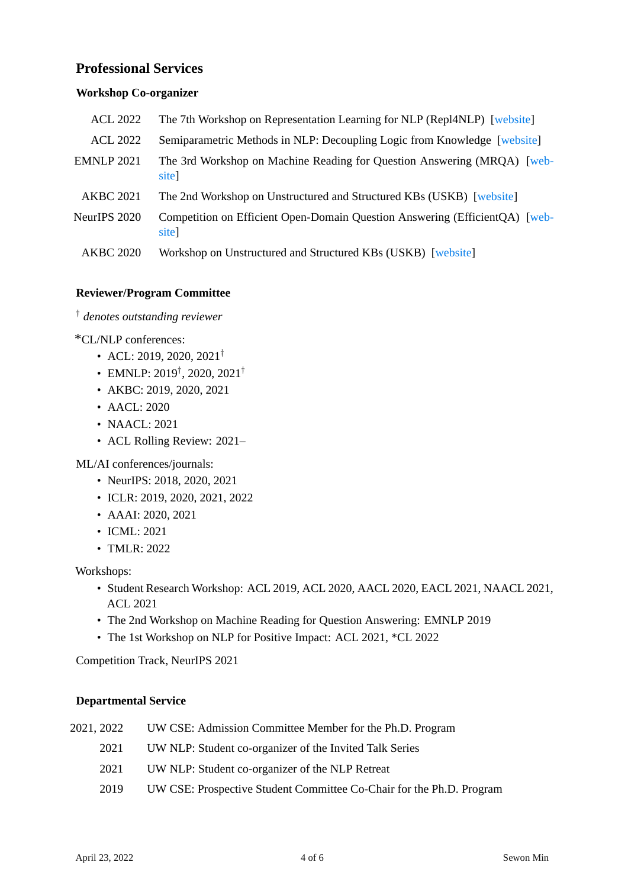## Professional Services

### Workshop Co-organizer

| | |
|---|---|
| ACL 2022 | The 7th Workshop on Representation Learning for NLP (Repl4NLP) [website] |
| ACL 2022 | Semiparametric Methods in NLP: Decoupling Logic from Knowledge [website] |
| EMNLP 2021 | The 3rd Workshop on Machine Reading for Question Answering (MRQA) [website] |
| AKBC 2021 | The 2nd Workshop on Unstructured and Structured KBs (USKB) [website] |
| NeurIPS 2020 | Competition on Efficient Open-Domain Question Answering (EfficientQA) [website] |
| AKBC 2020 | Workshop on Unstructured and Structured KBs (USKB) [website] |

### Reviewer/Program Committee

† *denotes outstanding reviewer*

*CL/NLP conferences:

- ACL: 2019, 2020, 2021†
- EMNLP: 2019†, 2020, 2021†
- AKBC: 2019, 2020, 2021
- AACL: 2020
- NAACL: 2021
- ACL Rolling Review: 2021–

ML/AI conferences/journals:

- NeurIPS: 2018, 2020, 2021
- ICLR: 2019, 2020, 2021, 2022
- AAAI: 2020, 2021
- ICML: 2021
- TMLR: 2022

Workshops:

- Student Research Workshop: ACL 2019, ACL 2020, AACL 2020, EACL 2021, NAACL 2021, ACL 2021
- The 2nd Workshop on Machine Reading for Question Answering: EMNLP 2019
- The 1st Workshop on NLP for Positive Impact: ACL 2021, *CL 2022

Competition Track, NeurIPS 2021

### Departmental Service

| | |
|---|---|
| 2021, 2022 | UW CSE: Admission Committee Member for the Ph.D. Program |
| 2021 | UW NLP: Student co-organizer of the Invited Talk Series |
| 2021 | UW NLP: Student co-organizer of the NLP Retreat |
| 2019 | UW CSE: Prospective Student Committee Co-Chair for the Ph.D. Program |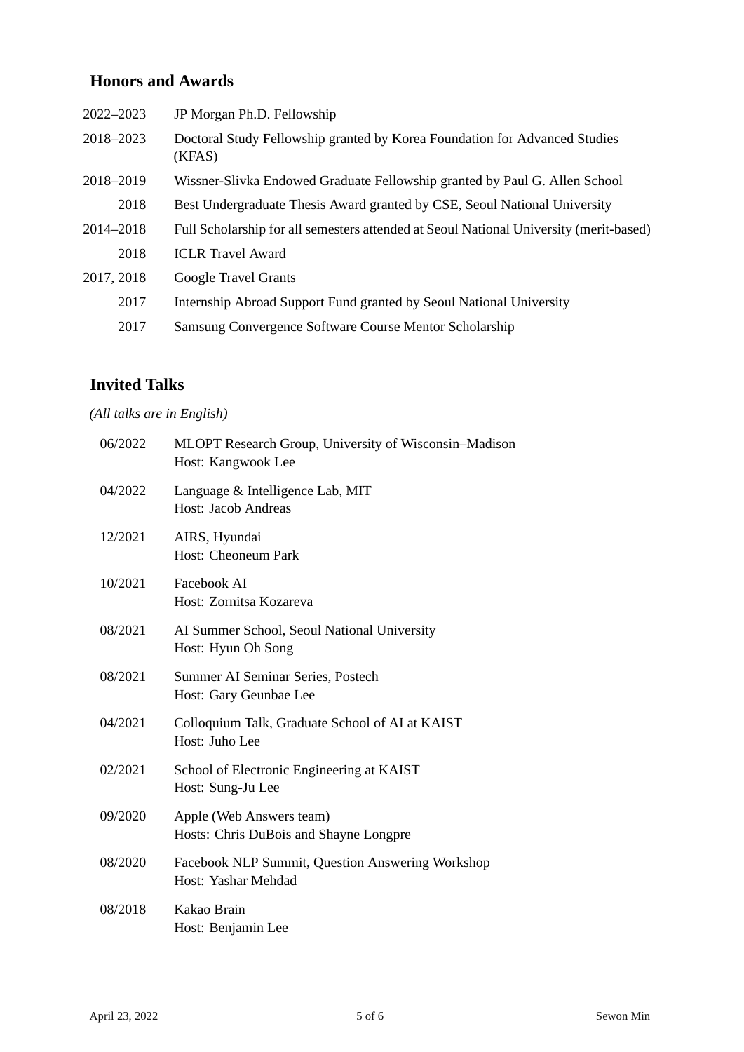## Honors and Awards

| | |
|---|---|
| 2022–2023 | JP Morgan Ph.D. Fellowship |
| 2018–2023 | Doctoral Study Fellowship granted by Korea Foundation for Advanced Studies (KFAS) |
| 2018–2019 | Wissner-Slivka Endowed Graduate Fellowship granted by Paul G. Allen School |
| 2018 | Best Undergraduate Thesis Award granted by CSE, Seoul National University |
| 2014–2018 | Full Scholarship for all semesters attended at Seoul National University (merit-based) |
| 2018 | ICLR Travel Award |
| 2017, 2018 | Google Travel Grants |
| 2017 | Internship Abroad Support Fund granted by Seoul National University |
| 2017 | Samsung Convergence Software Course Mentor Scholarship |

## Invited Talks

*(All talks are in English)*

| | |
|---|---|
| 06/2022 | MLOPT Research Group, University of Wisconsin–Madison<br>Host: Kangwook Lee |
| 04/2022 | Language & Intelligence Lab, MIT<br>Host: Jacob Andreas |
| 12/2021 | AIRS, Hyundai<br>Host: Cheoneum Park |
| 10/2021 | Facebook AI<br>Host: Zornitsa Kozareva |
| 08/2021 | AI Summer School, Seoul National University<br>Host: Hyun Oh Song |
| 08/2021 | Summer AI Seminar Series, Postech<br>Host: Gary Geunbae Lee |
| 04/2021 | Colloquium Talk, Graduate School of AI at KAIST<br>Host: Juho Lee |
| 02/2021 | School of Electronic Engineering at KAIST<br>Host: Sung-Ju Lee |
| 09/2020 | Apple (Web Answers team)<br>Hosts: Chris DuBois and Shayne Longpre |
| 08/2020 | Facebook NLP Summit, Question Answering Workshop<br>Host: Yashar Mehdad |
| 08/2018 | Kakao Brain<br>Host: Benjamin Lee |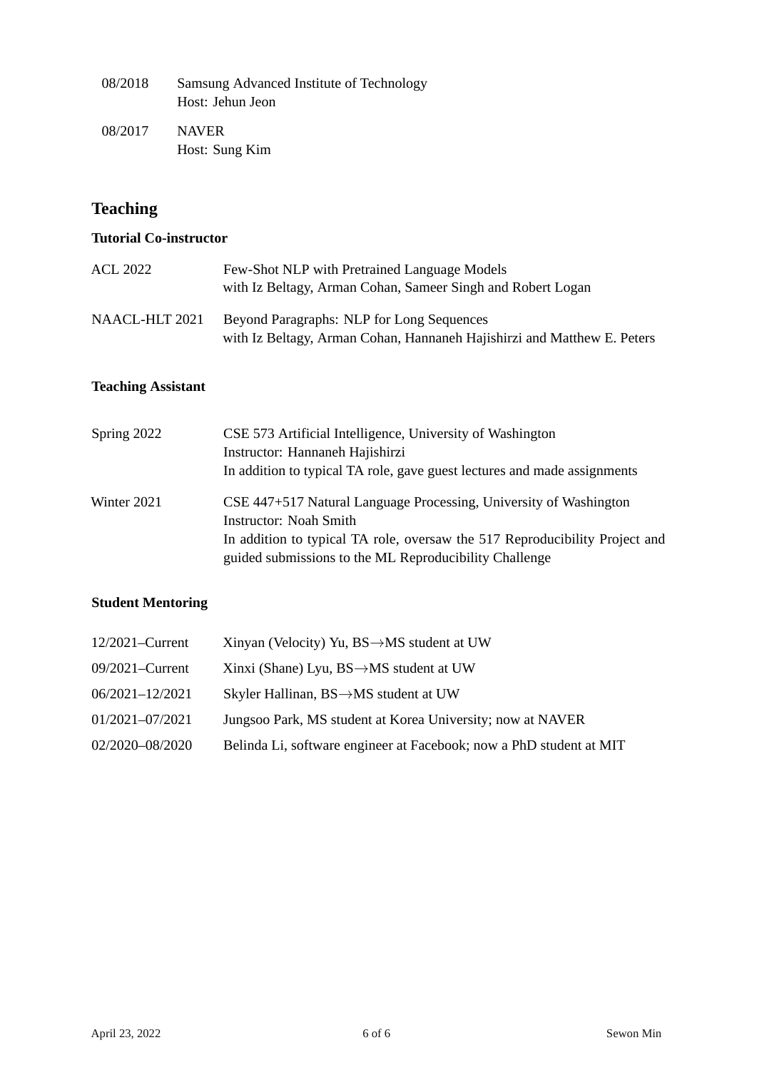| | |
|---|---|
| 08/2018 | Samsung Advanced Institute of Technology<br>Host: Jehun Jeon |
| 08/2017 | NAVER<br>Host: Sung Kim |

## Teaching

### Tutorial Co-instructor

| | |
|---|---|
| ACL 2022 | Few-Shot NLP with Pretrained Language Models<br>with Iz Beltagy, Arman Cohan, Sameer Singh and Robert Logan |
| NAACL-HLT 2021 | Beyond Paragraphs: NLP for Long Sequences<br>with Iz Beltagy, Arman Cohan, Hannaneh Hajishirzi and Matthew E. Peters |

### Teaching Assistant

| | |
|---|---|
| Spring 2022 | CSE 573 Artificial Intelligence, University of Washington<br>Instructor: Hannaneh Hajishirzi<br>In addition to typical TA role, gave guest lectures and made assignments |
| Winter 2021 | CSE 447+517 Natural Language Processing, University of Washington<br>Instructor: Noah Smith<br>In addition to typical TA role, oversaw the 517 Reproducibility Project and guided submissions to the ML Reproducibility Challenge |

### Student Mentoring

| | |
|---|---|
| 12/2021–Current | Xinyan (Velocity) Yu, BS→MS student at UW |
| 09/2021–Current | Xinxi (Shane) Lyu, BS→MS student at UW |
| 06/2021–12/2021 | Skyler Hallinan, BS→MS student at UW |
| 01/2021–07/2021 | Jungsoo Park, MS student at Korea University; now at NAVER |
| 02/2020–08/2020 | Belinda Li, software engineer at Facebook; now a PhD student at MIT |